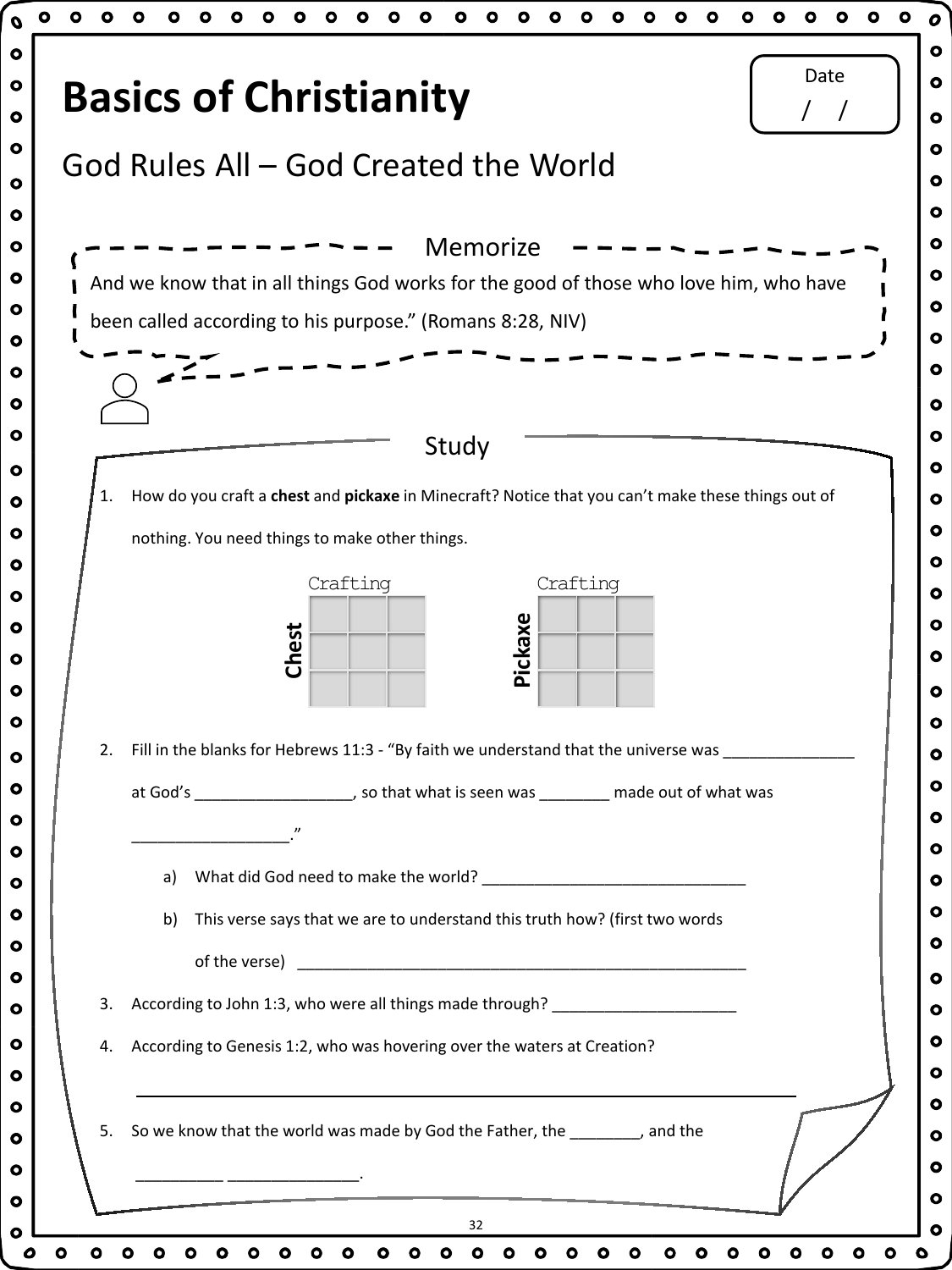# Basics of Christianity

Date
/ /

## God Rules All – God Created the World

### Memorize

And we know that in all things God works for the good of those who love him, who have been called according to his purpose." (Romans 8:28, NIV)

### Study

1. How do you craft a **chest** and **pickaxe** in Minecraft? Notice that you can't make these things out of nothing. You need things to make other things.

   Crafting

   **Chest**

   | | | |
   |---|---|---|
   | | | |
   | | | |
   | | | |

   Crafting

   **Pickaxe**

   | | | |
   |---|---|---|
   | | | |
   | | | |
   | | | |

2. Fill in the blanks for Hebrews 11:3 - "By faith we understand that the universe was _______________ at God's __________________, so that what is seen was ________ made out of what was __________________."

   a) What did God need to make the world? _______________________________

   b) This verse says that we are to understand this truth how? (first two words of the verse) _____________________________________________________

3. According to John 1:3, who were all things made through? _____________________

4. According to Genesis 1:2, who was hovering over the waters at Creation?

   ______________________________________________________________________________

5. So we know that the world was made by God the Father, the ________, and the __________ _______________.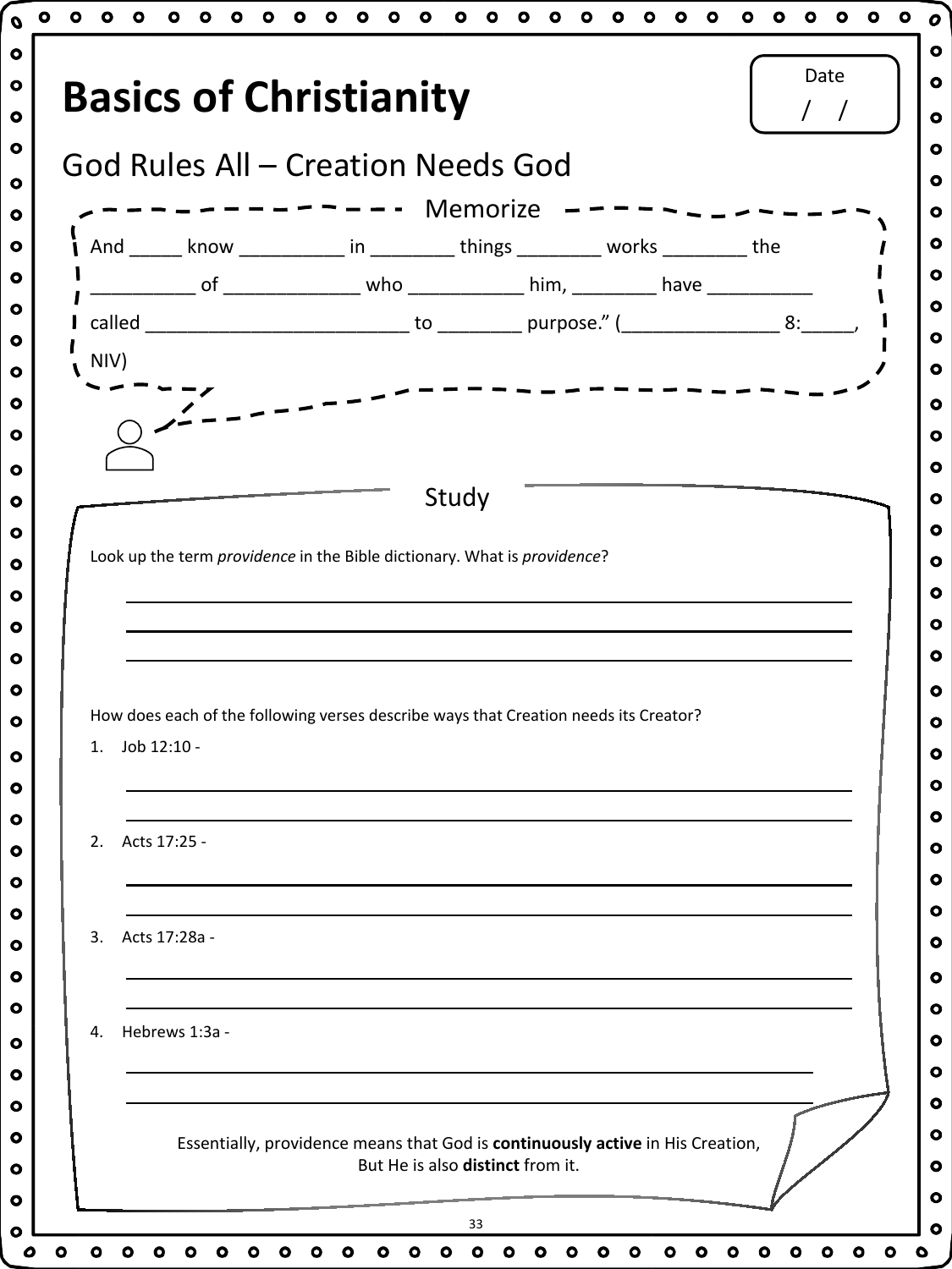# Basics of Christianity

Date
/ /

## God Rules All – Creation Needs God

### Memorize

And _____ know __________ in ________ things ________ works ________ the __________ of _____________ who ___________ him, ________ have __________ called _________________________ to ________ purpose.” (_______________ 8:_____, NIV)

### Study

Look up the term *providence* in the Bible dictionary. What is *providence*?

______________________________________________________________________

______________________________________________________________________

______________________________________________________________________

How does each of the following verses describe ways that Creation needs its Creator?

1. Job 12:10 -

______________________________________________________________________

______________________________________________________________________

2. Acts 17:25 -

______________________________________________________________________

______________________________________________________________________

3. Acts 17:28a -

______________________________________________________________________

______________________________________________________________________

4. Hebrews 1:3a -

______________________________________________________________________

______________________________________________________________________

Essentially, providence means that God is **continuously active** in His Creation,
But He is also **distinct** from it.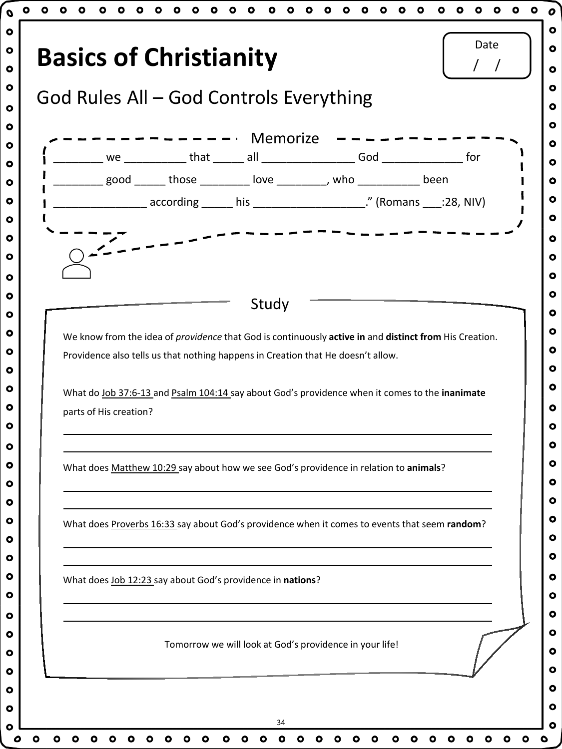# Basics of Christianity

Date
/ /

## God Rules All – God Controls Everything

### Memorize

________ we __________ that _____ all _______________ God _____________ for ________ good _____ those ________ love ________, who __________ been _______________ according _____ his __________________.” (Romans ___:28, NIV)

### Study

We know from the idea of *providence* that God is continuously **active in** and **distinct from** His Creation. Providence also tells us that nothing happens in Creation that He doesn't allow.

What do Job 37:6-13 and Psalm 104:14 say about God's providence when it comes to the **inanimate** parts of His creation?

______________________________________________________________________

______________________________________________________________________

What does Matthew 10:29 say about how we see God's providence in relation to **animals**?

______________________________________________________________________

______________________________________________________________________

What does Proverbs 16:33 say about God's providence when it comes to events that seem **random**?

______________________________________________________________________

______________________________________________________________________

What does Job 12:23 say about God's providence in **nations**?

______________________________________________________________________

______________________________________________________________________

Tomorrow we will look at God's providence in your life!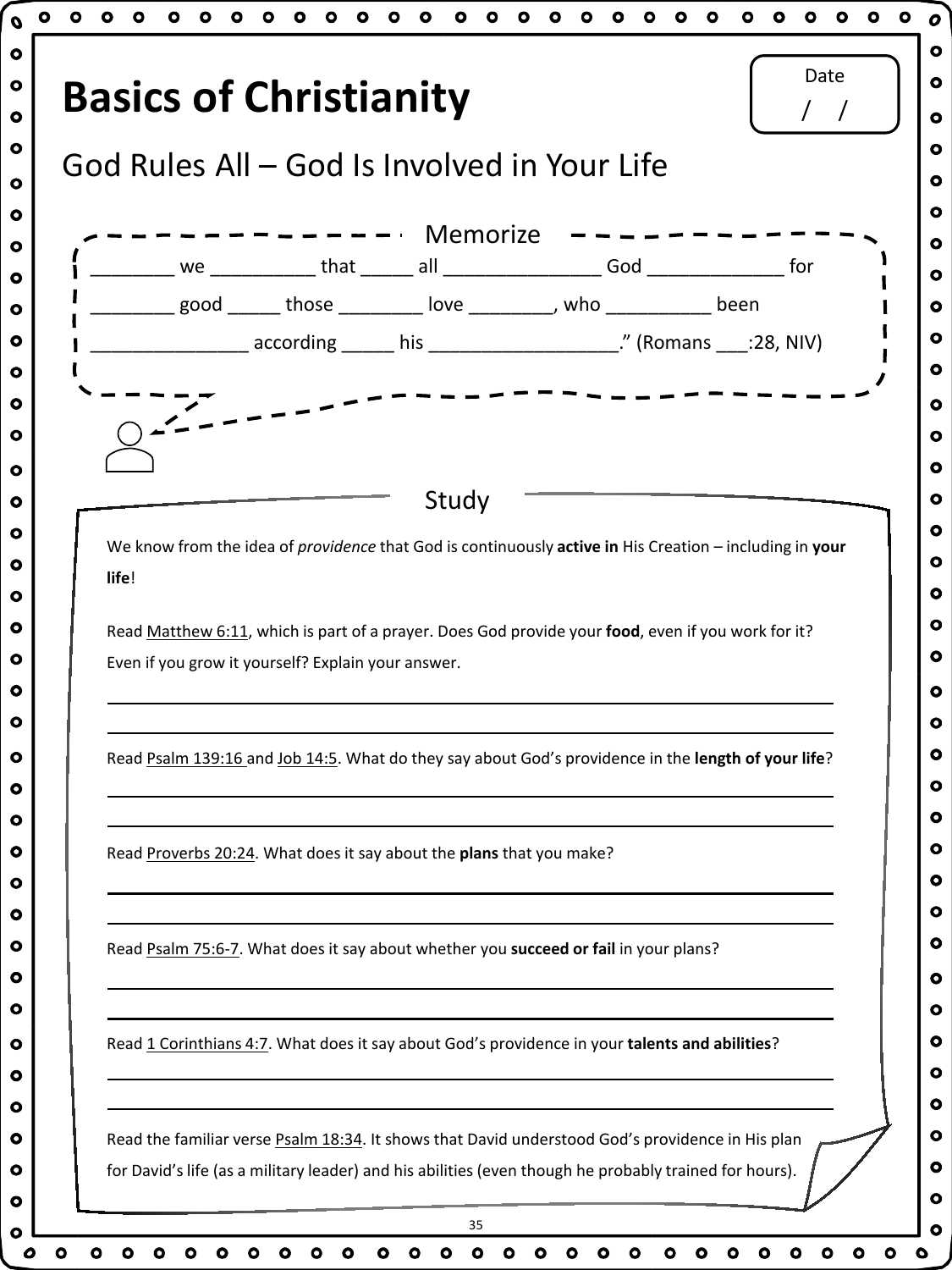# Basics of Christianity

Date
/ /

## God Rules All – God Is Involved in Your Life

### Memorize

________ we __________ that _____ all _______________ God _____________ for ________ good _____ those ________ love ________, who __________ been _______________ according _____ his __________________.” (Romans ___:28, NIV)

### Study

We know from the idea of *providence* that God is continuously **active in** His Creation – including in **your life**!

Read Matthew 6:11, which is part of a prayer. Does God provide your **food**, even if you work for it? Even if you grow it yourself? Explain your answer.

______________________________________________________________________________

______________________________________________________________________________

Read Psalm 139:16 and Job 14:5. What do they say about God's providence in the **length of your life**?

______________________________________________________________________________

______________________________________________________________________________

Read Proverbs 20:24. What does it say about the **plans** that you make?

______________________________________________________________________________

______________________________________________________________________________

Read Psalm 75:6-7. What does it say about whether you **succeed or fail** in your plans?

______________________________________________________________________________

______________________________________________________________________________

Read 1 Corinthians 4:7. What does it say about God's providence in your **talents and abilities**?

______________________________________________________________________________

______________________________________________________________________________

Read the familiar verse Psalm 18:34. It shows that David understood God's providence in His plan for David's life (as a military leader) and his abilities (even though he probably trained for hours).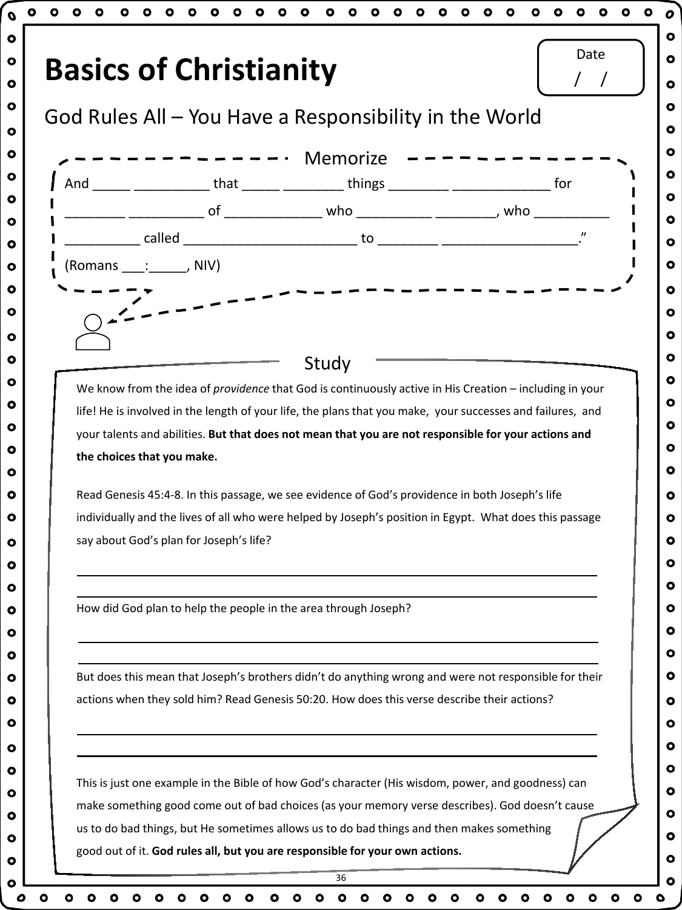# Basics of Christianity

Date
/ /

## God Rules All – You Have a Responsibility in the World

### Memorize

And _____ __________ that _____ ________ things ________ _____________ for ________ __________ of _____________ who __________ ________, who __________ __________ called _______________________ to ________ _________________.” (Romans ___:_____, NIV)

### Study

We know from the idea of *providence* that God is continuously active in His Creation – including in your life! He is involved in the length of your life, the plans that you make, your successes and failures, and your talents and abilities. **But that does not mean that you are not responsible for your actions and the choices that you make.**

Read Genesis 45:4-8. In this passage, we see evidence of God’s providence in both Joseph’s life individually and the lives of all who were helped by Joseph’s position in Egypt. What does this passage say about God’s plan for Joseph’s life?

______________________________________________________________________

______________________________________________________________________

How did God plan to help the people in the area through Joseph?

______________________________________________________________________

______________________________________________________________________

But does this mean that Joseph’s brothers didn’t do anything wrong and were not responsible for their actions when they sold him? Read Genesis 50:20. How does this verse describe their actions?

______________________________________________________________________

______________________________________________________________________

This is just one example in the Bible of how God’s character (His wisdom, power, and goodness) can make something good come out of bad choices (as your memory verse describes). God doesn’t cause us to do bad things, but He sometimes allows us to do bad things and then makes something good out of it. **God rules all, but you are responsible for your own actions.**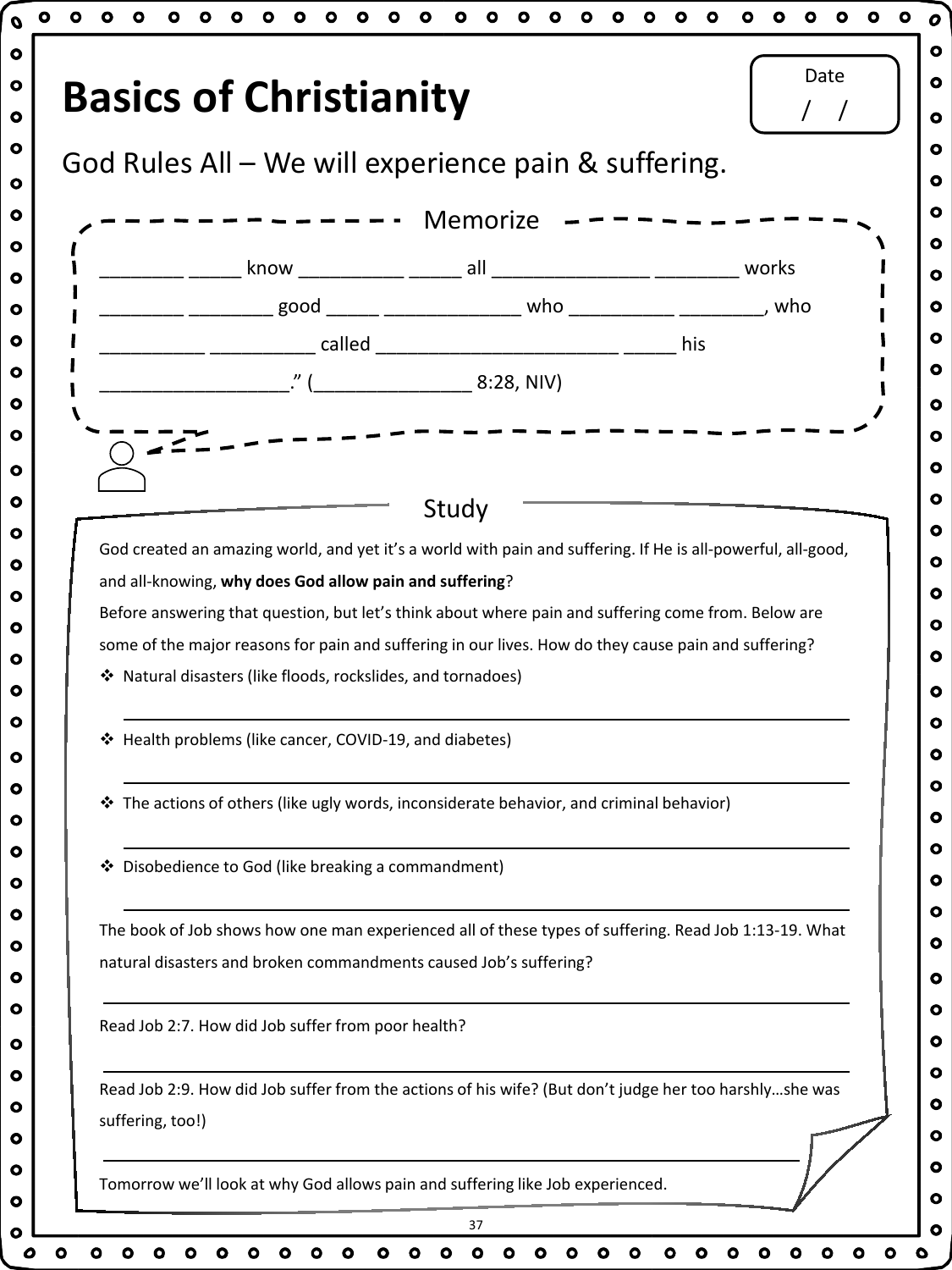# Basics of Christianity

Date
/ /

God Rules All – We will experience pain & suffering.

## Memorize

________ _____ know __________ _____ all _______________ ________ works ________ ________ good _____ _____________ who __________ ________, who __________ __________ called _______________________ _____ his __________________." (_______________ 8:28, NIV)

## Study

God created an amazing world, and yet it's a world with pain and suffering. If He is all-powerful, all-good, and all-knowing, **why does God allow pain and suffering**?

Before answering that question, but let's think about where pain and suffering come from. Below are some of the major reasons for pain and suffering in our lives. How do they cause pain and suffering?

- Natural disasters (like floods, rockslides, and tornadoes)

  ______________________________________________

- Health problems (like cancer, COVID-19, and diabetes)

  ______________________________________________

- The actions of others (like ugly words, inconsiderate behavior, and criminal behavior)

  ______________________________________________

- Disobedience to God (like breaking a commandment)

  ______________________________________________

The book of Job shows how one man experienced all of these types of suffering. Read Job 1:13-19. What natural disasters and broken commandments caused Job's suffering?

______________________________________________

Read Job 2:7. How did Job suffer from poor health?

______________________________________________

Read Job 2:9. How did Job suffer from the actions of his wife? (But don't judge her too harshly…she was suffering, too!)

______________________________________________

Tomorrow we'll look at why God allows pain and suffering like Job experienced.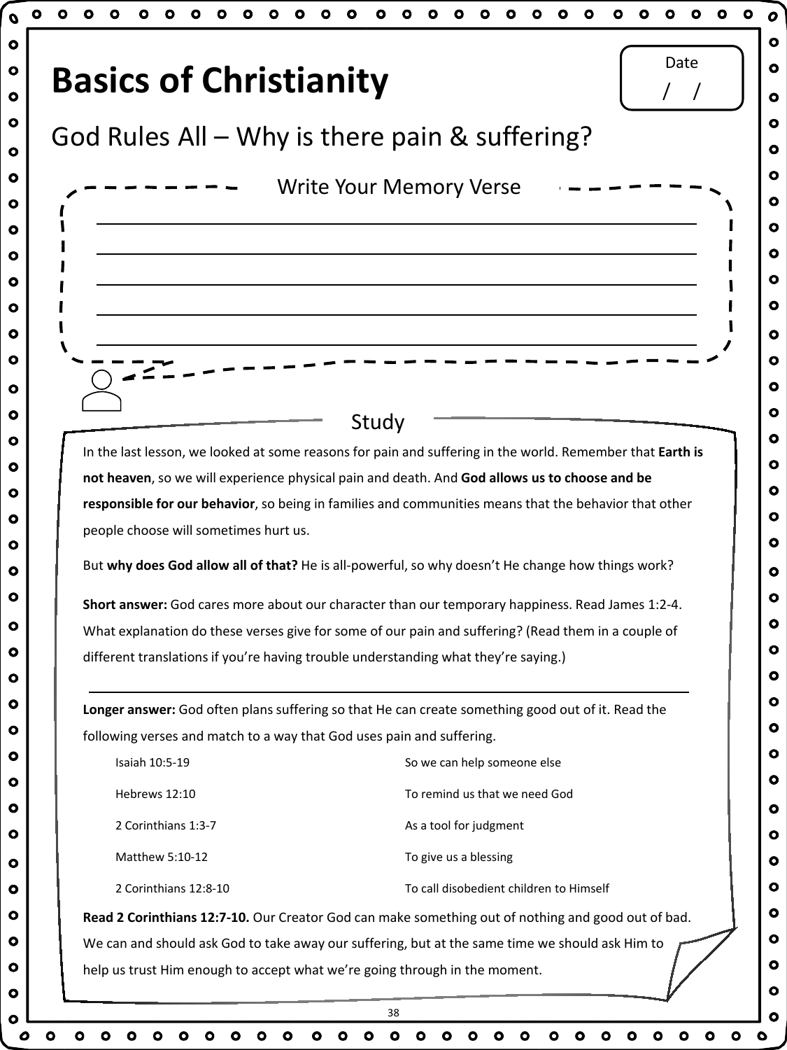# Basics of Christianity

Date
/ /

## God Rules All – Why is there pain & suffering?

Write Your Memory Verse

_______________________________________________

_______________________________________________

_______________________________________________

_______________________________________________

_______________________________________________

### Study

In the last lesson, we looked at some reasons for pain and suffering in the world. Remember that **Earth is not heaven**, so we will experience physical pain and death. And **God allows us to choose and be responsible for our behavior**, so being in families and communities means that the behavior that other people choose will sometimes hurt us.

But **why does God allow all of that?** He is all-powerful, so why doesn't He change how things work?

**Short answer:** God cares more about our character than our temporary happiness. Read James 1:2-4. What explanation do these verses give for some of our pain and suffering? (Read them in a couple of different translations if you're having trouble understanding what they're saying.)

_______________________________________________

**Longer answer:** God often plans suffering so that He can create something good out of it. Read the following verses and match to a way that God uses pain and suffering.

| | |
|---|---|
| Isaiah 10:5-19 | So we can help someone else |
| Hebrews 12:10 | To remind us that we need God |
| 2 Corinthians 1:3-7 | As a tool for judgment |
| Matthew 5:10-12 | To give us a blessing |
| 2 Corinthians 12:8-10 | To call disobedient children to Himself |

**Read 2 Corinthians 12:7-10.** Our Creator God can make something out of nothing and good out of bad. We can and should ask God to take away our suffering, but at the same time we should ask Him to help us trust Him enough to accept what we're going through in the moment.